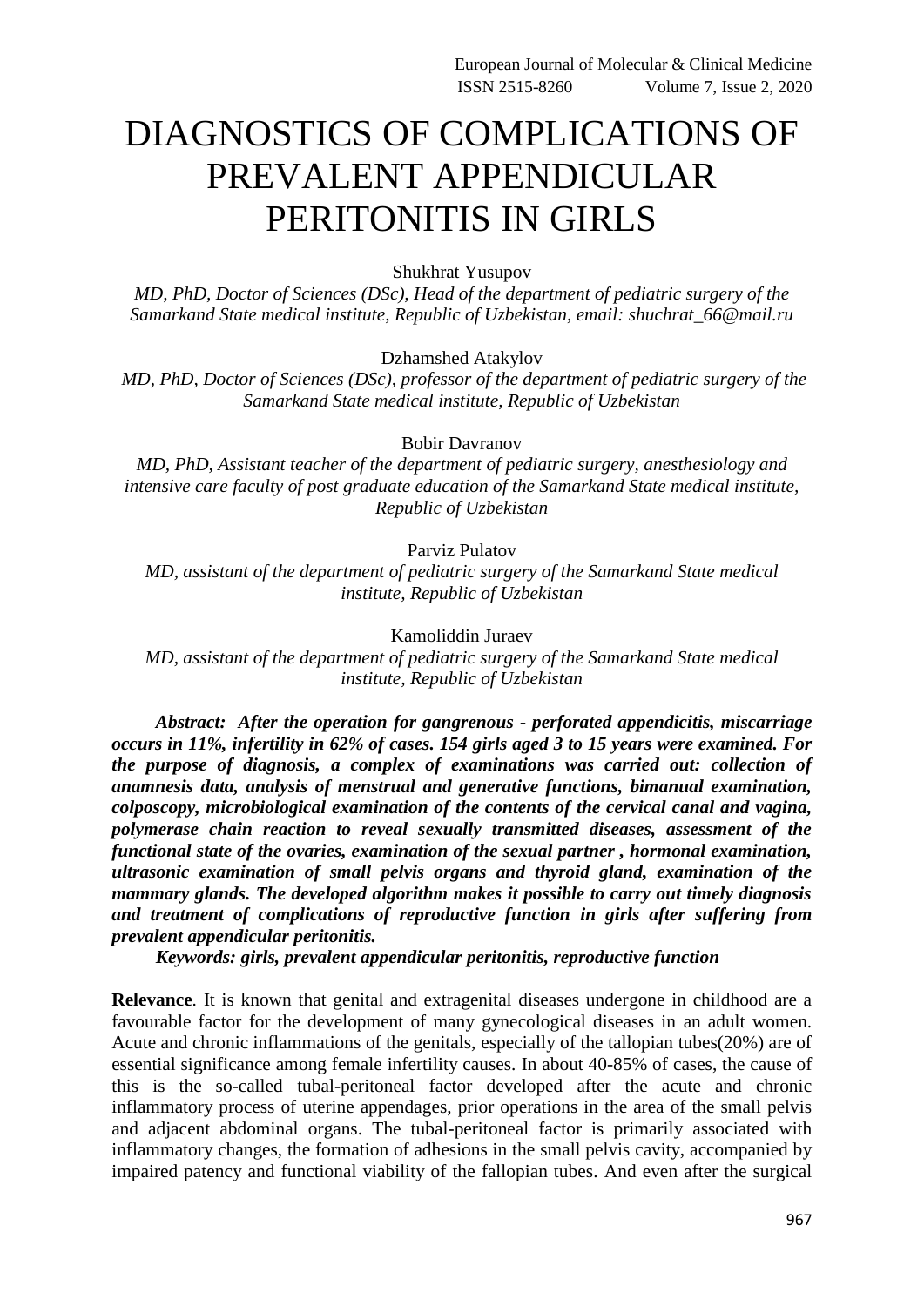# DIAGNOSTICS OF COMPLICATIONS OF PREVALENT APPENDICULAR PERITONITIS IN GIRLS

Shukhrat Yusupov

*MD, PhD, Doctor of Sciences (DSc), Head of the department of pediatric surgery of the Samarkand State medical institute, Republic of Uzbekistan, email: shuchrat_66@mail.ru*

Dzhamshed Atakylov

*MD, PhD, Doctor of Sciences (DSc), professor of the department of pediatric surgery of the Samarkand State medical institute, Republic of Uzbekistan*

Bobir Davranov

*MD, PhD, Assistant teacher of the department of pediatric surgery, anesthesiology and intensive care faculty of post graduate education of the Samarkand State medical institute, Republic of Uzbekistan*

Parviz Pulatov

*MD, assistant of the department of pediatric surgery of the Samarkand State medical institute, Republic of Uzbekistan*

Kamoliddin Juraev

*MD, assistant of the department of pediatric surgery of the Samarkand State medical institute, Republic of Uzbekistan*

***Abstract:** After the operation for gangrenous - perforated appendicitis, miscarriage occurs in 11%, infertility in 62% of cases. 154 girls aged 3 to 15 years were examined. For the purpose of diagnosis, a complex of examinations was carried out: collection of anamnesis data, analysis of menstrual and generative functions, bimanual examination, colposcopy, microbiological examination of the contents of the cervical canal and vagina, polymerase chain reaction to reveal sexually transmitted diseases, assessment of the functional state of the ovaries, examination of the sexual partner , hormonal examination, ultrasonic examination of small pelvis organs and thyroid gland, examination of the mammary glands. The developed algorithm makes it possible to carry out timely diagnosis and treatment of complications of reproductive function in girls after suffering from prevalent appendicular peritonitis.*

***Keywords:** girls, prevalent appendicular peritonitis, reproductive function*

**Relevance**. It is known that genital and extragenital diseases undergone in childhood are a favourable factor for the development of many gynecological diseases in an adult women. Acute and chronic inflammations of the genitals, especially of the tallopian tubes(20%) are of essential significance among female infertility causes. In about 40-85% of cases, the cause of this is the so-called tubal-peritoneal factor developed after the acute and chronic inflammatory process of uterine appendages, prior operations in the area of the small pelvis and adjacent abdominal organs. The tubal-peritoneal factor is primarily associated with inflammatory changes, the formation of adhesions in the small pelvis cavity, accompanied by impaired patency and functional viability of the fallopian tubes. And even after the surgical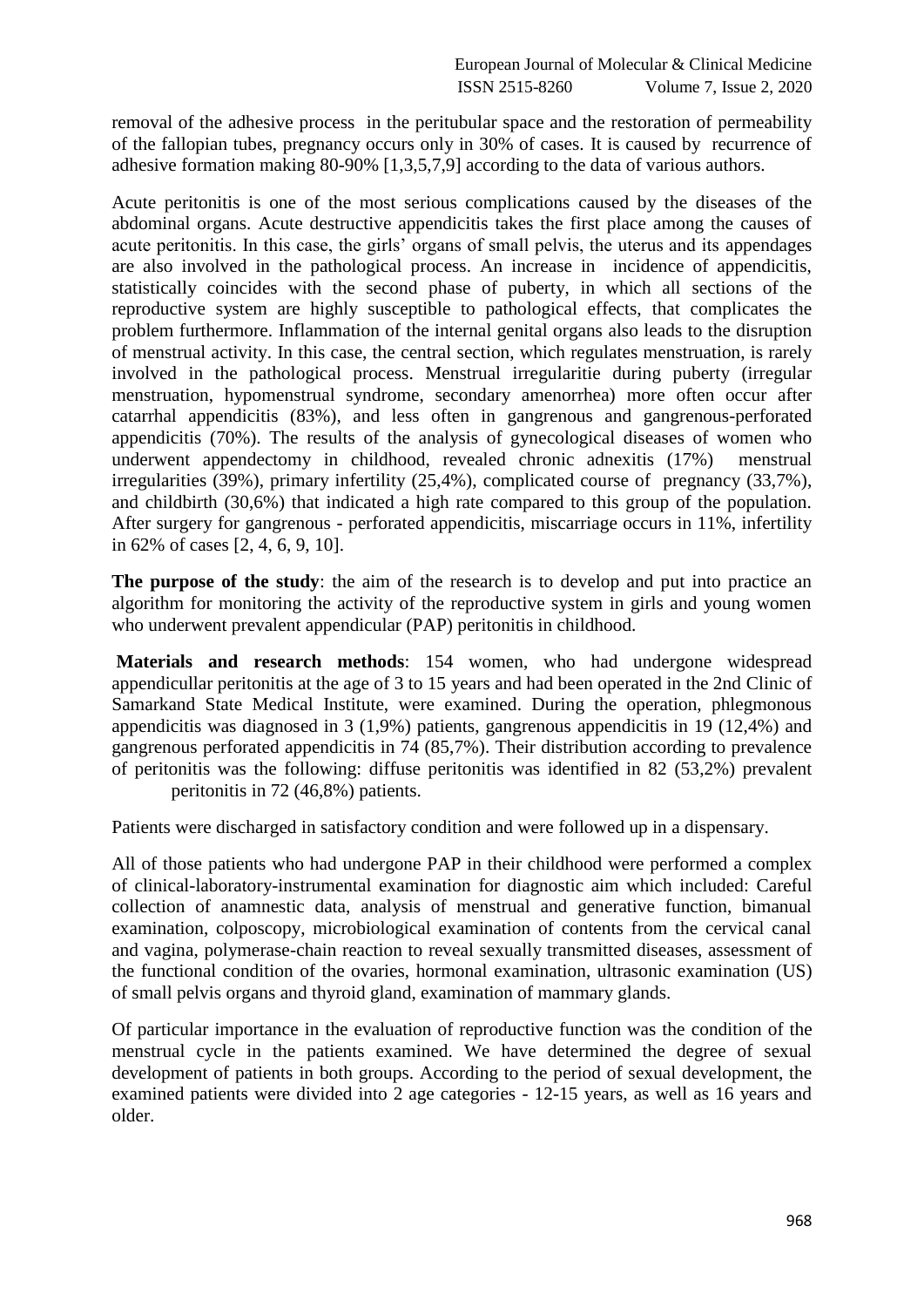removal of the adhesive process in the peritubular space and the restoration of permeability of the fallopian tubes, pregnancy occurs only in 30% of cases. It is caused by recurrence of adhesive formation making 80-90% [1,3,5,7,9] according to the data of various authors.

Acute peritonitis is one of the most serious complications caused by the diseases of the abdominal organs. Acute destructive appendicitis takes the first place among the causes of acute peritonitis. In this case, the girls' organs of small pelvis, the uterus and its appendages are also involved in the pathological process. An increase in incidence of appendicitis, statistically coincides with the second phase of puberty, in which all sections of the reproductive system are highly susceptible to pathological effects, that complicates the problem furthermore. Inflammation of the internal genital organs also leads to the disruption of menstrual activity. In this case, the central section, which regulates menstruation, is rarely involved in the pathological process. Menstrual irregularitie during puberty (irregular menstruation, hypomenstrual syndrome, secondary amenorrhea) more often occur after catarrhal appendicitis (83%), and less often in gangrenous and gangrenous-perforated appendicitis (70%). The results of the analysis of gynecological diseases of women who underwent appendectomy in childhood, revealed chronic adnexitis (17%) menstrual irregularities (39%), primary infertility (25,4%), complicated course of pregnancy (33,7%), and childbirth (30,6%) that indicated a high rate compared to this group of the population. After surgery for gangrenous - perforated appendicitis, miscarriage occurs in 11%, infertility in 62% of cases [2, 4, 6, 9, 10].

**The purpose of the study**: the aim of the research is to develop and put into practice an algorithm for monitoring the activity of the reproductive system in girls and young women who underwent prevalent appendicular (PAP) peritonitis in childhood.

**Materials and research methods**: 154 women, who had undergone widespread appendicullar peritonitis at the age of 3 to 15 years and had been operated in the 2nd Clinic of Samarkand State Medical Institute, were examined. During the operation, phlegmonous appendicitis was diagnosed in 3 (1,9%) patients, gangrenous appendicitis in 19 (12,4%) and gangrenous perforated appendicitis in 74 (85,7%). Their distribution according to prevalence of peritonitis was the following: diffuse peritonitis was identified in 82 (53,2%) prevalent peritonitis in 72 (46,8%) patients.

Patients were discharged in satisfactory condition and were followed up in a dispensary.

All of those patients who had undergone PAP in their childhood were performed a complex of clinical-laboratory-instrumental examination for diagnostic aim which included: Careful collection of anamnestic data, analysis of menstrual and generative function, bimanual examination, colposcopy, microbiological examination of contents from the cervical canal and vagina, polymerase-chain reaction to reveal sexually transmitted diseases, assessment of the functional condition of the ovaries, hormonal examination, ultrasonic examination (US) of small pelvis organs and thyroid gland, examination of mammary glands.

Of particular importance in the evaluation of reproductive function was the condition of the menstrual cycle in the patients examined. We have determined the degree of sexual development of patients in both groups. According to the period of sexual development, the examined patients were divided into 2 age categories - 12-15 years, as well as 16 years and older.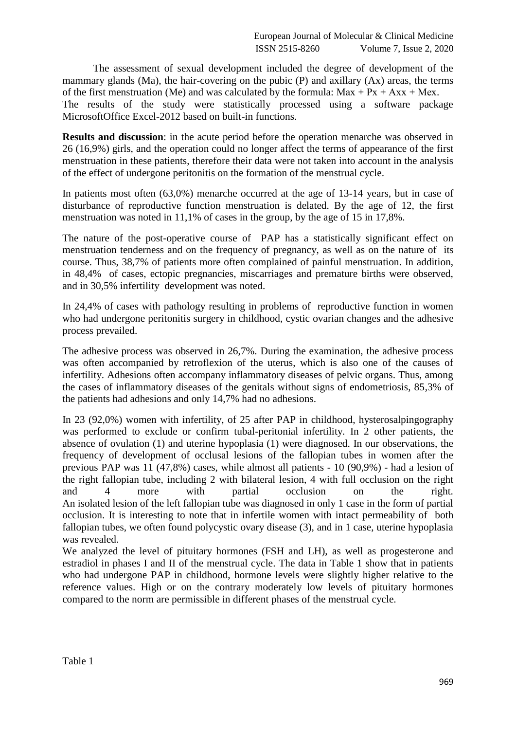The assessment of sexual development included the degree of development of the mammary glands (Ma), the hair-covering on the pubic (P) and axillary (Ax) areas, the terms of the first menstruation (Me) and was calculated by the formula: Max + Px + Axx + Mex. The results of the study were statistically processed using a software package MicrosoftOffice Excel-2012 based on built-in functions.

**Results and discussion**: in the acute period before the operation menarche was observed in 26 (16,9%) girls, and the operation could no longer affect the terms of appearance of the first menstruation in these patients, therefore their data were not taken into account in the analysis of the effect of undergone peritonitis on the formation of the menstrual cycle.

In patients most often (63,0%) menarche occurred at the age of 13-14 years, but in case of disturbance of reproductive function menstruation is delated. By the age of 12, the first menstruation was noted in 11,1% of cases in the group, by the age of 15 in 17,8%.

The nature of the post-operative course of PAP has a statistically significant effect on menstruation tenderness and on the frequency of pregnancy, as well as on the nature of its course. Thus, 38,7% of patients more often complained of painful menstruation. In addition, in 48,4% of cases, ectopic pregnancies, miscarriages and premature births were observed, and in 30,5% infertility development was noted.

In 24,4% of cases with pathology resulting in problems of reproductive function in women who had undergone peritonitis surgery in childhood, cystic ovarian changes and the adhesive process prevailed.

The adhesive process was observed in 26,7%. During the examination, the adhesive process was often accompanied by retroflexion of the uterus, which is also one of the causes of infertility. Adhesions often accompany inflammatory diseases of pelvic organs. Thus, among the cases of inflammatory diseases of the genitals without signs of endometriosis, 85,3% of the patients had adhesions and only 14,7% had no adhesions.

In 23 (92,0%) women with infertility, of 25 after PAP in childhood, hysterosalpingography was performed to exclude or confirm tubal-peritonial infertility. In 2 other patients, the absence of ovulation (1) and uterine hypoplasia (1) were diagnosed. In our observations, the frequency of development of occlusal lesions of the fallopian tubes in women after the previous PAP was 11 (47,8%) cases, while almost all patients - 10 (90,9%) - had a lesion of the right fallopian tube, including 2 with bilateral lesion, 4 with full occlusion on the right and 4 more with partial occlusion on the right.
An isolated lesion of the left fallopian tube was diagnosed in only 1 case in the form of partial occlusion. It is interesting to note that in infertile women with intact permeability of both fallopian tubes, we often found polycystic ovary disease (3), and in 1 case, uterine hypoplasia was revealed.
We analyzed the level of pituitary hormones (FSH and LH), as well as progesterone and estradiol in phases I and II of the menstrual cycle. The data in Table 1 show that in patients who had undergone PAP in childhood, hormone levels were slightly higher relative to the reference values. High or on the contrary moderately low levels of pituitary hormones compared to the norm are permissible in different phases of the menstrual cycle.

Table 1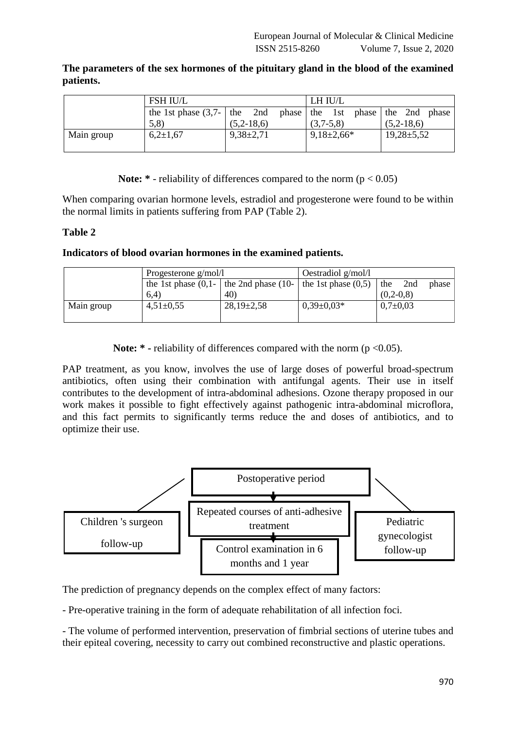**The parameters of the sex hormones of the pituitary gland in the blood of the examined patients.**

| | FSH IU/L | | LH IU/L | |
|---|---|---|---|---|
| | the 1st phase (3,7-5,8) | the 2nd phase (5,2-18,6) | the 1st phase (3,7-5,8) | the 2nd phase (5,2-18,6) |
| Main group | 6,2±1,67 | 9,38±2,71 | 9,18±2,66* | 19,28±5,52 |

**Note: *** - reliability of differences compared to the norm ($p < 0.05$)

When comparing ovarian hormone levels, estradiol and progesterone were found to be within the normal limits in patients suffering from PAP (Table 2).

**Table 2**

**Indicators of blood ovarian hormones in the examined patients.**

| | Progesterone g/mol/l | | Oestradiol g/mol/l | |
|---|---|---|---|---|
| | the 1st phase (0,1-6,4) | the 2nd phase (10-40) | the 1st phase (0,5) | the 2nd phase (0,2-0,8) |
| Main group | 4,51±0,55 | 28,19±2,58 | 0,39±0,03* | 0,7±0,03 |

**Note: * -** reliability of differences compared with the norm ($p < 0.05$).

PAP treatment, as you know, involves the use of large doses of powerful broad-spectrum antibiotics, often using their combination with antifungal agents. Their use in itself contributes to the development of intra-abdominal adhesions. Ozone therapy proposed in our work makes it possible to fight effectively against pathogenic intra-abdominal microflora, and this fact permits to significantly terms reduce the and doses of antibiotics, and to optimize their use.

Postoperative period

Repeated courses of anti-adhesive treatment

Control examination in 6 months and 1 year

Children 's surgeon follow-up

Pediatric gynecologist follow-up

The prediction of pregnancy depends on the complex effect of many factors:

- Pre-operative training in the form of adequate rehabilitation of all infection foci.

- The volume of performed intervention, preservation of fimbrial sections of uterine tubes and their epiteal covering, necessity to carry out combined reconstructive and plastic operations.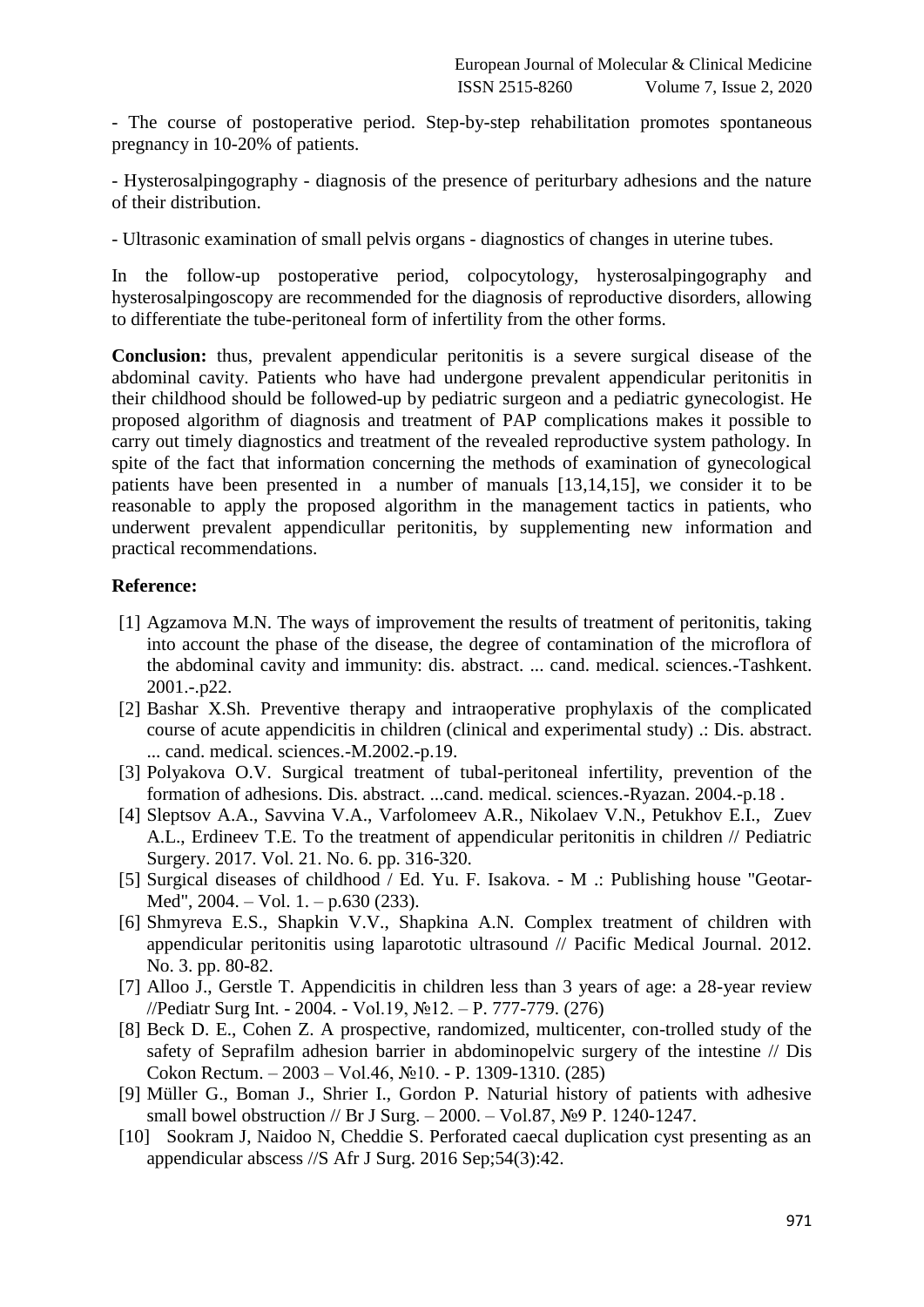- The course of postoperative period. Step-by-step rehabilitation promotes spontaneous pregnancy in 10-20% of patients.

- Hysterosalpingography - diagnosis of the presence of periturbary adhesions and the nature of their distribution.

- Ultrasonic examination of small pelvis organs - diagnostics of changes in uterine tubes.

In the follow-up postoperative period, colpocytology, hysterosalpingography and hysterosalpingoscopy are recommended for the diagnosis of reproductive disorders, allowing to differentiate the tube-peritoneal form of infertility from the other forms.

**Conclusion:** thus, prevalent appendicular peritonitis is a severe surgical disease of the abdominal cavity. Patients who have had undergone prevalent appendicular peritonitis in their childhood should be followed-up by pediatric surgeon and a pediatric gynecologist. He proposed algorithm of diagnosis and treatment of PAP complications makes it possible to carry out timely diagnostics and treatment of the revealed reproductive system pathology. In spite of the fact that information concerning the methods of examination of gynecological patients have been presented in a number of manuals [13,14,15], we consider it to be reasonable to apply the proposed algorithm in the management tactics in patients, who underwent prevalent appendicullar peritonitis, by supplementing new information and practical recommendations.

**Reference:**

[1] Agzamova M.N. The ways of improvement the results of treatment of peritonitis, taking into account the phase of the disease, the degree of contamination of the microflora of the abdominal cavity and immunity: dis. abstract. ... cand. medical. sciences.-Tashkent. 2001.-.p22.

[2] Bashar X.Sh. Preventive therapy and intraoperative prophylaxis of the complicated course of acute appendicitis in children (clinical and experimental study) .: Dis. abstract. ... cand. medical. sciences.-M.2002.-p.19.

[3] Polyakova O.V. Surgical treatment of tubal-peritoneal infertility, prevention of the formation of adhesions. Dis. abstract. ...cand. medical. sciences.-Ryazan. 2004.-p.18 .

[4] Sleptsov A.A., Savvina V.A., Varfolomeev A.R., Nikolaev V.N., Petukhov E.I., Zuev A.L., Erdineev T.E. To the treatment of appendicular peritonitis in children // Pediatric Surgery. 2017. Vol. 21. No. 6. pp. 316-320.

[5] Surgical diseases of childhood / Ed. Yu. F. Isakova. - M .: Publishing house "Geotar-Med", 2004. – Vol. 1. – p.630 (233).

[6] Shmyreva E.S., Shapkin V.V., Shapkina A.N. Complex treatment of children with appendicular peritonitis using laparototic ultrasound // Pacific Medical Journal. 2012. No. 3. pp. 80-82.

[7] Alloo J., Gerstle T. Appendicitis in children less than 3 years of age: a 28-year review //Pediatr Surg Int. - 2004. - Vol.19, №12. – P. 777-779. (276)

[8] Beck D. E., Cohen Z. A prospective, randomized, multicenter, con-trolled study of the safety of Seprafilm adhesion barrier in abdominopelvic surgery of the intestine // Dis Cokon Rectum. – 2003 – Vol.46, №10. - P. 1309-1310. (285)

[9] Müller G., Boman J., Shrier I., Gordon P. Naturial history of patients with adhesive small bowel obstruction // Br J Surg. – 2000. – Vol.87, №9 P. 1240-1247.

[10] Sookram J, Naidoo N, Cheddie S. Perforated caecal duplication cyst presenting as an appendicular abscess //S Afr J Surg. 2016 Sep;54(3):42.